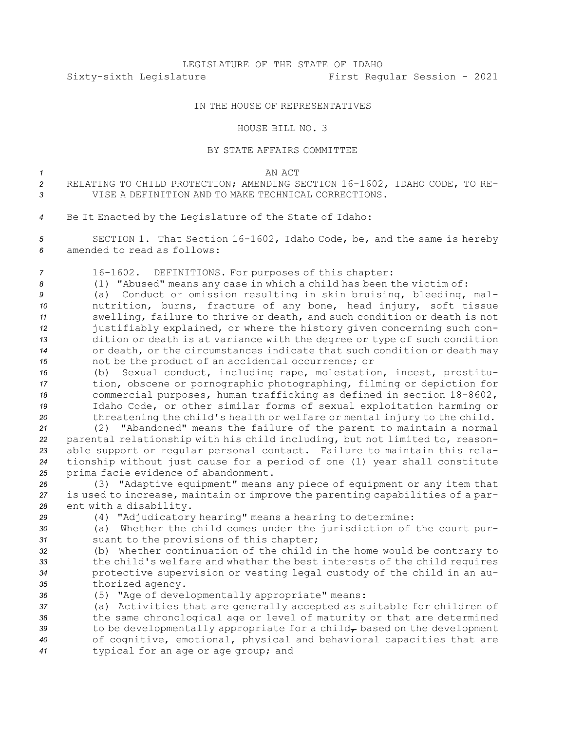LEGISLATURE OF THE STATE OF IDAHO

Sixty-sixth Legislature                    First Regular Session - 2021

IN THE HOUSE OF REPRESENTATIVES

HOUSE BILL NO. 3

BY STATE AFFAIRS COMMITTEE

AN ACT

RELATING TO CHILD PROTECTION; AMENDING SECTION 16-1602, IDAHO CODE, TO REVISE A DEFINITION AND TO MAKE TECHNICAL CORRECTIONS.

Be It Enacted by the Legislature of the State of Idaho:

SECTION 1. That Section 16-1602, Idaho Code, be, and the same is hereby amended to read as follows:

16-1602. DEFINITIONS. For purposes of this chapter:

(1) "Abused" means any case in which a child has been the victim of:

(a) Conduct or omission resulting in skin bruising, bleeding, malnutrition, burns, fracture of any bone, head injury, soft tissue swelling, failure to thrive or death, and such condition or death is not justifiably explained, or where the history given concerning such condition or death is at variance with the degree or type of such condition or death, or the circumstances indicate that such condition or death may not be the product of an accidental occurrence; or

(b) Sexual conduct, including rape, molestation, incest, prostitution, obscene or pornographic photographing, filming or depiction for commercial purposes, human trafficking as defined in section 18-8602, Idaho Code, or other similar forms of sexual exploitation harming or threatening the child's health or welfare or mental injury to the child.

(2) "Abandoned" means the failure of the parent to maintain a normal parental relationship with his child including, but not limited to, reasonable support or regular personal contact. Failure to maintain this relationship without just cause for a period of one (1) year shall constitute prima facie evidence of abandonment.

(3) "Adaptive equipment" means any piece of equipment or any item that is used to increase, maintain or improve the parenting capabilities of a parent with a disability.

(4) "Adjudicatory hearing" means a hearing to determine:

(a) Whether the child comes under the jurisdiction of the court pursuant to the provisions of this chapter;

(b) Whether continuation of the child in the home would be contrary to the child's welfare and whether the best interests of the child requires protective supervision or vesting legal custody of the child in an authorized agency.

(5) "Age of developmentally appropriate" means:

(a) Activities that are generally accepted as suitable for children of the same chronological age or level of maturity or that are determined to be developmentally appropriate for a child~~,~~ based on the development of cognitive, emotional, physical and behavioral capacities that are typical for an age or age group; and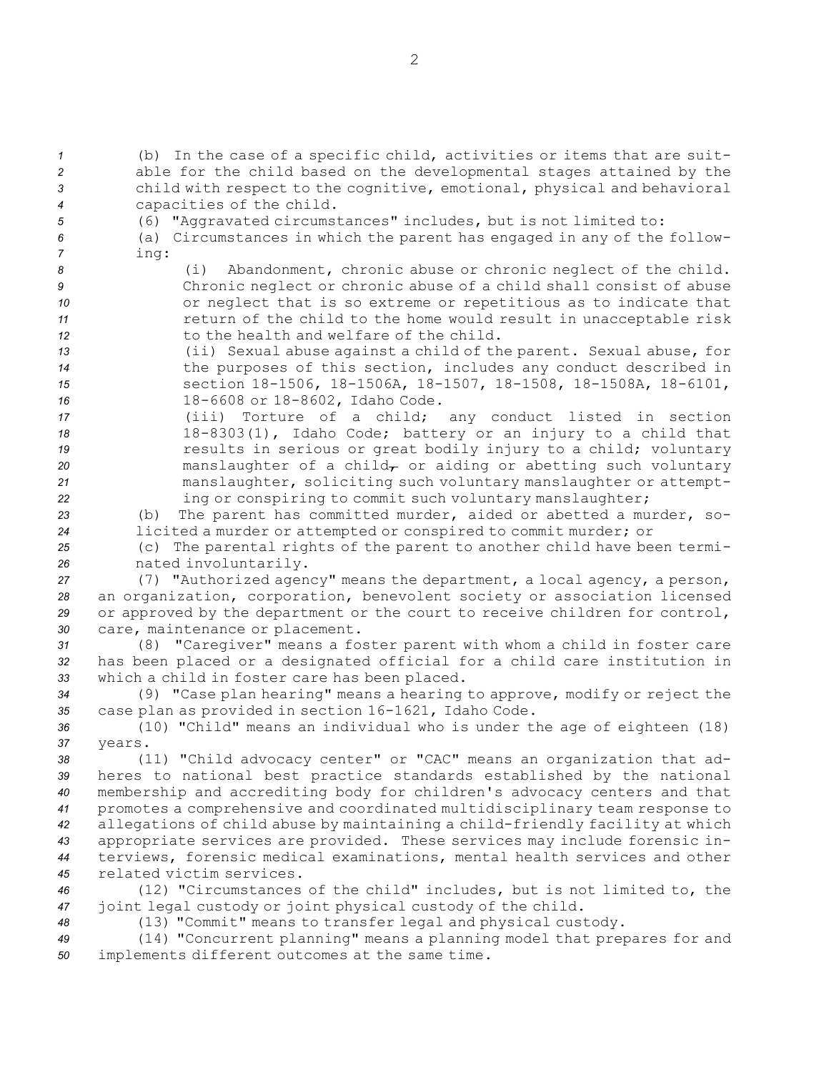(b) In the case of a specific child, activities or items that are suitable for the child based on the developmental stages attained by the child with respect to the cognitive, emotional, physical and behavioral capacities of the child.

(6) "Aggravated circumstances" includes, but is not limited to:

(a) Circumstances in which the parent has engaged in any of the following:

(i) Abandonment, chronic abuse or chronic neglect of the child. Chronic neglect or chronic abuse of a child shall consist of abuse or neglect that is so extreme or repetitious as to indicate that return of the child to the home would result in unacceptable risk to the health and welfare of the child.

(ii) Sexual abuse against a child of the parent. Sexual abuse, for the purposes of this section, includes any conduct described in section 18-1506, 18-1506A, 18-1507, 18-1508, 18-1508A, 18-6101, 18-6608 or 18-8602, Idaho Code.

(iii) Torture of a child; any conduct listed in section 18-8303(1), Idaho Code; battery or an injury to a child that results in serious or great bodily injury to a child; voluntary manslaughter of a child~~,~~ or aiding or abetting such voluntary manslaughter, soliciting such voluntary manslaughter or attempting or conspiring to commit such voluntary manslaughter;

(b) The parent has committed murder, aided or abetted a murder, solicited a murder or attempted or conspired to commit murder; or

(c) The parental rights of the parent to another child have been terminated involuntarily.

(7) "Authorized agency" means the department, a local agency, a person, an organization, corporation, benevolent society or association licensed or approved by the department or the court to receive children for control, care, maintenance or placement.

(8) "Caregiver" means a foster parent with whom a child in foster care has been placed or a designated official for a child care institution in which a child in foster care has been placed.

(9) "Case plan hearing" means a hearing to approve, modify or reject the case plan as provided in section 16-1621, Idaho Code.

(10) "Child" means an individual who is under the age of eighteen (18) years.

(11) "Child advocacy center" or "CAC" means an organization that adheres to national best practice standards established by the national membership and accrediting body for children's advocacy centers and that promotes a comprehensive and coordinated multidisciplinary team response to allegations of child abuse by maintaining a child-friendly facility at which appropriate services are provided. These services may include forensic interviews, forensic medical examinations, mental health services and other related victim services.

(12) "Circumstances of the child" includes, but is not limited to, the joint legal custody or joint physical custody of the child.

(13) "Commit" means to transfer legal and physical custody.

(14) "Concurrent planning" means a planning model that prepares for and implements different outcomes at the same time.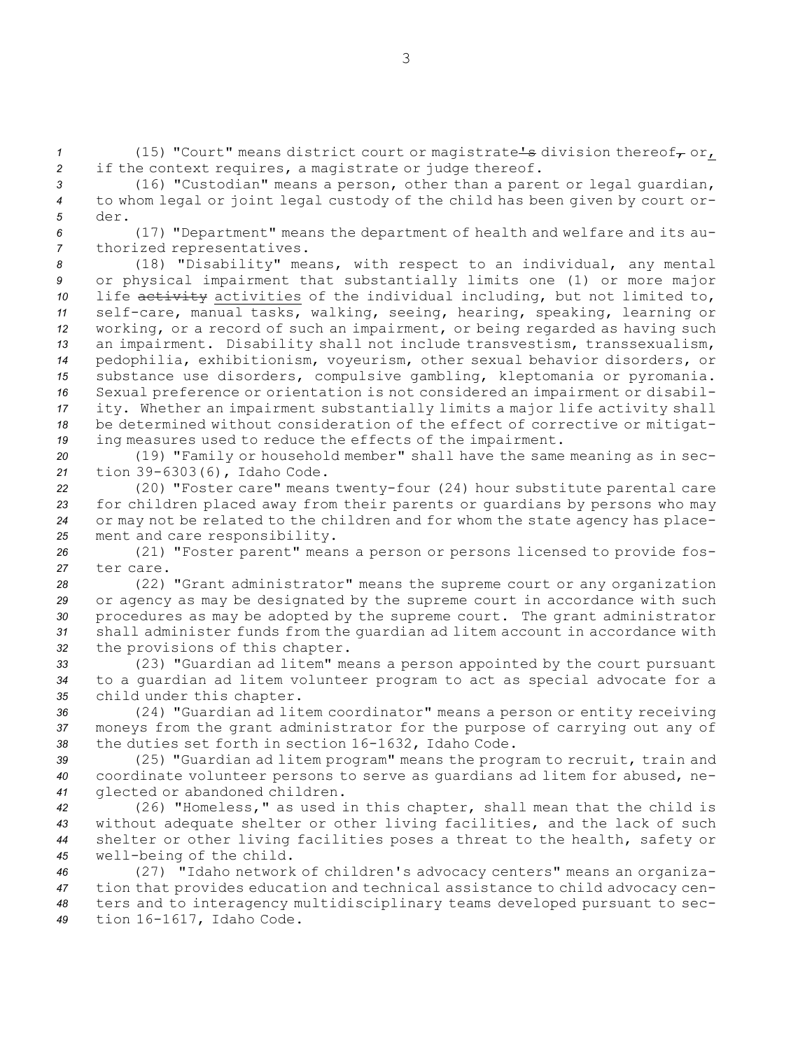(15) "Court" means district court or magistrate~~'s~~ division thereof~~,~~ or, if the context requires, a magistrate or judge thereof.

(16) "Custodian" means a person, other than a parent or legal guardian, to whom legal or joint legal custody of the child has been given by court order.

(17) "Department" means the department of health and welfare and its authorized representatives.

(18) "Disability" means, with respect to an individual, any mental or physical impairment that substantially limits one (1) or more major life ~~activity~~ activities of the individual including, but not limited to, self-care, manual tasks, walking, seeing, hearing, speaking, learning or working, or a record of such an impairment, or being regarded as having such an impairment. Disability shall not include transvestism, transsexualism, pedophilia, exhibitionism, voyeurism, other sexual behavior disorders, or substance use disorders, compulsive gambling, kleptomania or pyromania. Sexual preference or orientation is not considered an impairment or disability. Whether an impairment substantially limits a major life activity shall be determined without consideration of the effect of corrective or mitigating measures used to reduce the effects of the impairment.

(19) "Family or household member" shall have the same meaning as in section 39-6303(6), Idaho Code.

(20) "Foster care" means twenty-four (24) hour substitute parental care for children placed away from their parents or guardians by persons who may or may not be related to the children and for whom the state agency has placement and care responsibility.

(21) "Foster parent" means a person or persons licensed to provide foster care.

(22) "Grant administrator" means the supreme court or any organization or agency as may be designated by the supreme court in accordance with such procedures as may be adopted by the supreme court. The grant administrator shall administer funds from the guardian ad litem account in accordance with the provisions of this chapter.

(23) "Guardian ad litem" means a person appointed by the court pursuant to a guardian ad litem volunteer program to act as special advocate for a child under this chapter.

(24) "Guardian ad litem coordinator" means a person or entity receiving moneys from the grant administrator for the purpose of carrying out any of the duties set forth in section 16-1632, Idaho Code.

(25) "Guardian ad litem program" means the program to recruit, train and coordinate volunteer persons to serve as guardians ad litem for abused, neglected or abandoned children.

(26) "Homeless," as used in this chapter, shall mean that the child is without adequate shelter or other living facilities, and the lack of such shelter or other living facilities poses a threat to the health, safety or well-being of the child.

(27) "Idaho network of children's advocacy centers" means an organization that provides education and technical assistance to child advocacy centers and to interagency multidisciplinary teams developed pursuant to section 16-1617, Idaho Code.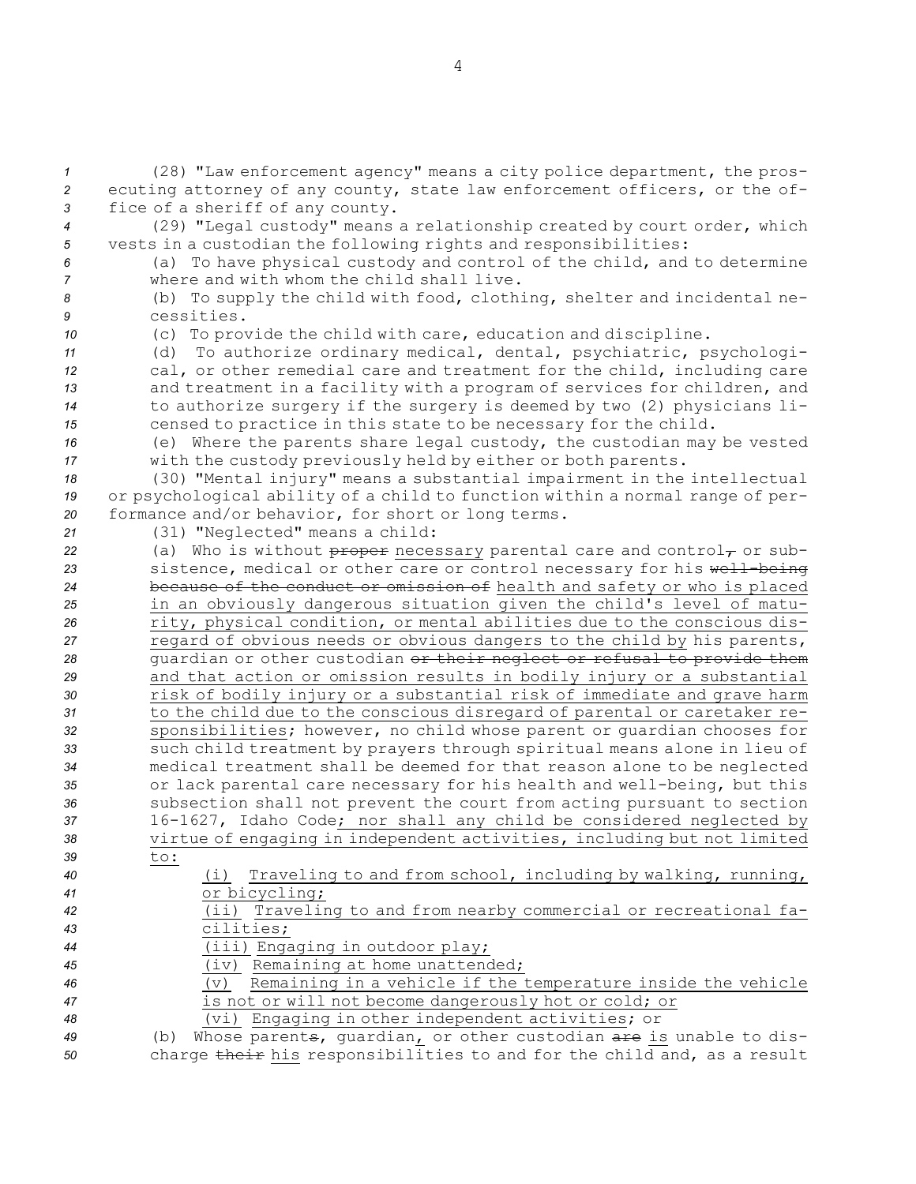(28) "Law enforcement agency" means a city police department, the prosecuting attorney of any county, state law enforcement officers, or the office of a sheriff of any county.

(29) "Legal custody" means a relationship created by court order, which vests in a custodian the following rights and responsibilities:

(a) To have physical custody and control of the child, and to determine where and with whom the child shall live.

(b) To supply the child with food, clothing, shelter and incidental necessities.

(c) To provide the child with care, education and discipline.

(d) To authorize ordinary medical, dental, psychiatric, psychological, or other remedial care and treatment for the child, including care and treatment in a facility with a program of services for children, and to authorize surgery if the surgery is deemed by two (2) physicians licensed to practice in this state to be necessary for the child.

(e) Where the parents share legal custody, the custodian may be vested with the custody previously held by either or both parents.

(30) "Mental injury" means a substantial impairment in the intellectual or psychological ability of a child to function within a normal range of performance and/or behavior, for short or long terms.

(31) "Neglected" means a child:

(a) Who is without ~~proper~~ <u>necessary</u> parental care and control~~,~~ or subsistence, medical or other care or control necessary for his ~~well-being because of the conduct or omission of~~ <u>health and safety or who is placed in an obviously dangerous situation given the child's level of maturity, physical condition, or mental abilities due to the conscious disregard of obvious needs or obvious dangers to the child by</u> his parents, guardian or other custodian ~~or their neglect or refusal to provide them~~ <u>and that action or omission results in bodily injury or a substantial risk of bodily injury or a substantial risk of immediate and grave harm to the child due to the conscious disregard of parental or caretaker responsibilities</u>; however, no child whose parent or guardian chooses for such child treatment by prayers through spiritual means alone in lieu of medical treatment shall be deemed for that reason alone to be neglected or lack parental care necessary for his health and well-being, but this subsection shall not prevent the court from acting pursuant to section 16-1627, Idaho Code<u>; nor shall any child be considered neglected by virtue of engaging in independent activities, including but not limited to:</u>

<u>(i) Traveling to and from school, including by walking, running, or bicycling;</u>

<u>(ii) Traveling to and from nearby commercial or recreational facilities;</u>

<u>(iii) Engaging in outdoor play;</u>

<u>(iv) Remaining at home unattended;</u>

<u>(v) Remaining in a vehicle if the temperature inside the vehicle is not or will not become dangerously hot or cold; or</u>

<u>(vi) Engaging in other independent activities</u>; or

(b) Whose parent~~s~~, guardian<u>,</u> or other custodian ~~are~~ <u>is</u> unable to discharge ~~their~~ <u>his</u> responsibilities to and for the child and, as a result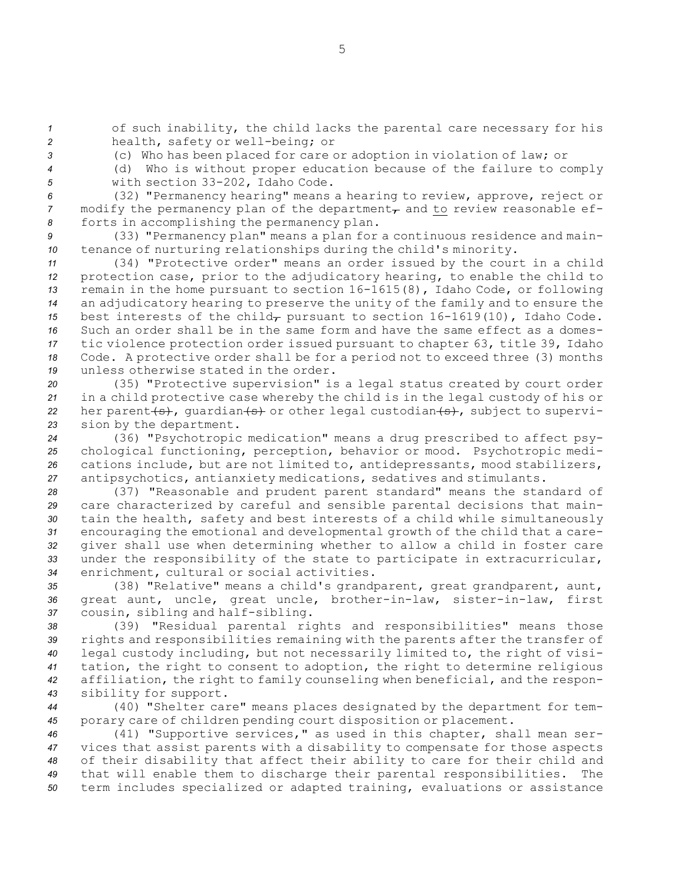of such inability, the child lacks the parental care necessary for his health, safety or well-being; or

(c) Who has been placed for care or adoption in violation of law; or

(d) Who is without proper education because of the failure to comply with section 33-202, Idaho Code.

(32) "Permanency hearing" means a hearing to review, approve, reject or modify the permanency plan of the department~~,~~ and to review reasonable efforts in accomplishing the permanency plan.

(33) "Permanency plan" means a plan for a continuous residence and maintenance of nurturing relationships during the child's minority.

(34) "Protective order" means an order issued by the court in a child protection case, prior to the adjudicatory hearing, to enable the child to remain in the home pursuant to section 16-1615(8), Idaho Code, or following an adjudicatory hearing to preserve the unity of the family and to ensure the best interests of the child~~,~~ pursuant to section 16-1619(10), Idaho Code. Such an order shall be in the same form and have the same effect as a domestic violence protection order issued pursuant to chapter 63, title 39, Idaho Code. A protective order shall be for a period not to exceed three (3) months unless otherwise stated in the order.

(35) "Protective supervision" is a legal status created by court order in a child protective case whereby the child is in the legal custody of his or her parent~~(s)~~, guardian~~(s)~~ or other legal custodian~~(s)~~, subject to supervision by the department.

(36) "Psychotropic medication" means a drug prescribed to affect psychological functioning, perception, behavior or mood. Psychotropic medications include, but are not limited to, antidepressants, mood stabilizers, antipsychotics, antianxiety medications, sedatives and stimulants.

(37) "Reasonable and prudent parent standard" means the standard of care characterized by careful and sensible parental decisions that maintain the health, safety and best interests of a child while simultaneously encouraging the emotional and developmental growth of the child that a caregiver shall use when determining whether to allow a child in foster care under the responsibility of the state to participate in extracurricular, enrichment, cultural or social activities.

(38) "Relative" means a child's grandparent, great grandparent, aunt, great aunt, uncle, great uncle, brother-in-law, sister-in-law, first cousin, sibling and half-sibling.

(39) "Residual parental rights and responsibilities" means those rights and responsibilities remaining with the parents after the transfer of legal custody including, but not necessarily limited to, the right of visitation, the right to consent to adoption, the right to determine religious affiliation, the right to family counseling when beneficial, and the responsibility for support.

(40) "Shelter care" means places designated by the department for temporary care of children pending court disposition or placement.

(41) "Supportive services," as used in this chapter, shall mean services that assist parents with a disability to compensate for those aspects of their disability that affect their ability to care for their child and that will enable them to discharge their parental responsibilities. The term includes specialized or adapted training, evaluations or assistance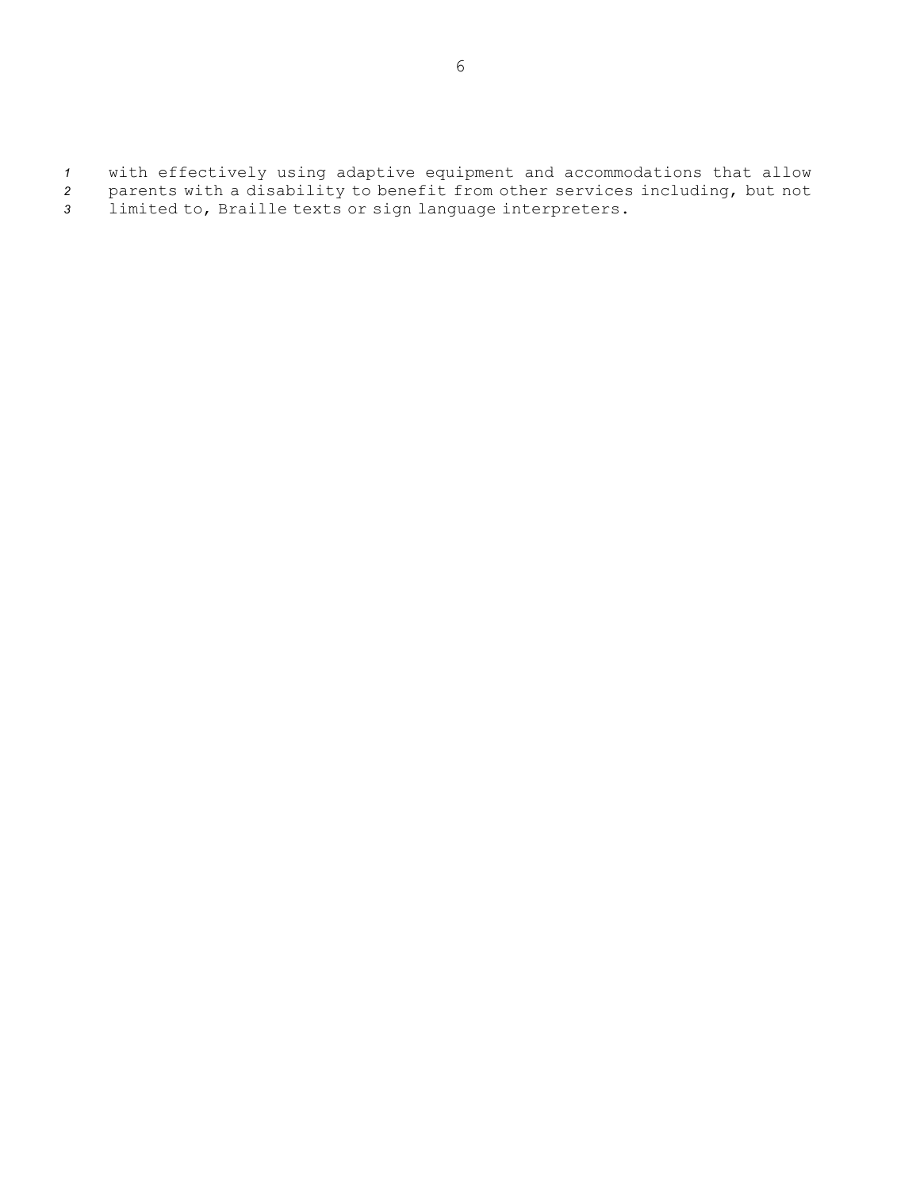with effectively using adaptive equipment and accommodations that allow parents with a disability to benefit from other services including, but not limited to, Braille texts or sign language interpreters.